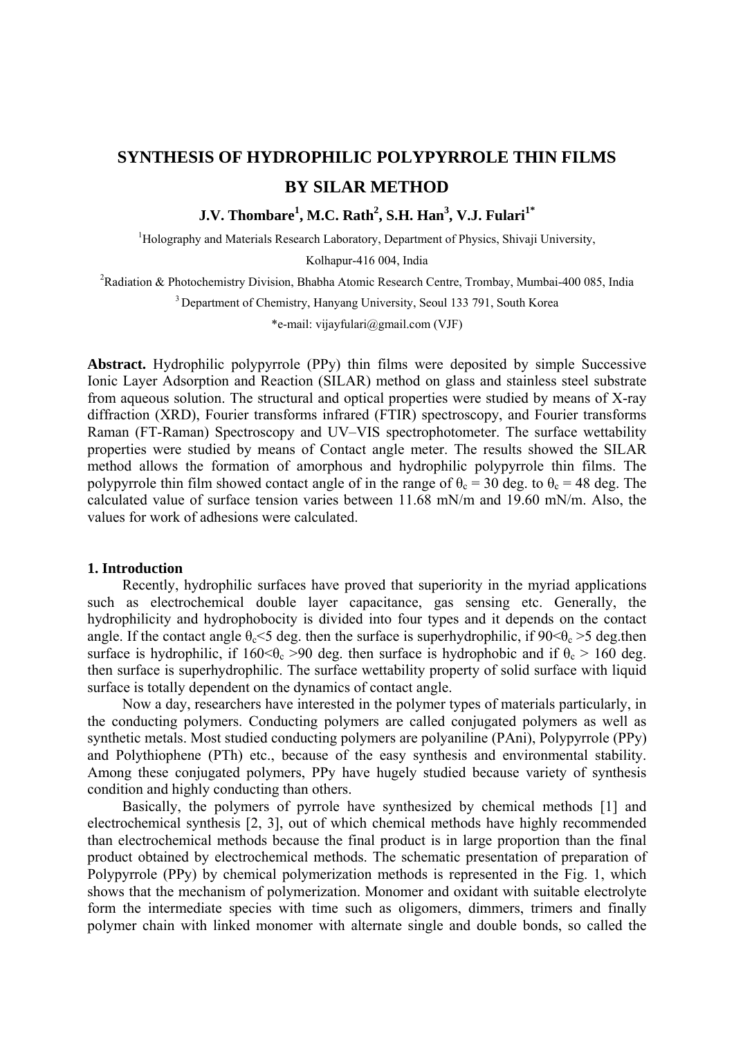# SYNTHESIS OF HYDROPHILIC POLYPYRROLE THIN FILMS BY SILAR METHOD

**J.V. Thombare[1], M.C. Rath[2], S.H. Han[3], V.J. Fulari[1*]**

[1]Holography and Materials Research Laboratory, Department of Physics, Shivaji University, Kolhapur-416 004, India

[2]Radiation & Photochemistry Division, Bhabha Atomic Research Centre, Trombay, Mumbai-400 085, India

[3]Department of Chemistry, Hanyang University, Seoul 133 791, South Korea

*e-mail: vijayfulari@gmail.com (VJF)

**Abstract.** Hydrophilic polypyrrole (PPy) thin films were deposited by simple Successive Ionic Layer Adsorption and Reaction (SILAR) method on glass and stainless steel substrate from aqueous solution. The structural and optical properties were studied by means of X-ray diffraction (XRD), Fourier transforms infrared (FTIR) spectroscopy, and Fourier transforms Raman (FT-Raman) Spectroscopy and UV–VIS spectrophotometer. The surface wettability properties were studied by means of Contact angle meter. The results showed the SILAR method allows the formation of amorphous and hydrophilic polypyrrole thin films. The polypyrrole thin film showed contact angle of in the range of $\theta_c$ = 30 deg. to $\theta_c$ = 48 deg. The calculated value of surface tension varies between 11.68 mN/m and 19.60 mN/m. Also, the values for work of adhesions were calculated.

## 1. Introduction

Recently, hydrophilic surfaces have proved that superiority in the myriad applications such as electrochemical double layer capacitance, gas sensing etc. Generally, the hydrophilicity and hydrophobocity is divided into four types and it depends on the contact angle. If the contact angle $\theta_c$<5 deg. then the surface is superhydrophilic, if 90<$\theta_c$ >5 deg.then surface is hydrophilic, if 160<$\theta_c$ >90 deg. then surface is hydrophobic and if $\theta_c$ > 160 deg. then surface is superhydrophilic. The surface wettability property of solid surface with liquid surface is totally dependent on the dynamics of contact angle.

Now a day, researchers have interested in the polymer types of materials particularly, in the conducting polymers. Conducting polymers are called conjugated polymers as well as synthetic metals. Most studied conducting polymers are polyaniline (PAni), Polypyrrole (PPy) and Polythiophene (PTh) etc., because of the easy synthesis and environmental stability. Among these conjugated polymers, PPy have hugely studied because variety of synthesis condition and highly conducting than others.

Basically, the polymers of pyrrole have synthesized by chemical methods [1] and electrochemical synthesis [2, 3], out of which chemical methods have highly recommended than electrochemical methods because the final product is in large proportion than the final product obtained by electrochemical methods. The schematic presentation of preparation of Polypyrrole (PPy) by chemical polymerization methods is represented in the Fig. 1, which shows that the mechanism of polymerization. Monomer and oxidant with suitable electrolyte form the intermediate species with time such as oligomers, dimmers, trimers and finally polymer chain with linked monomer with alternate single and double bonds, so called the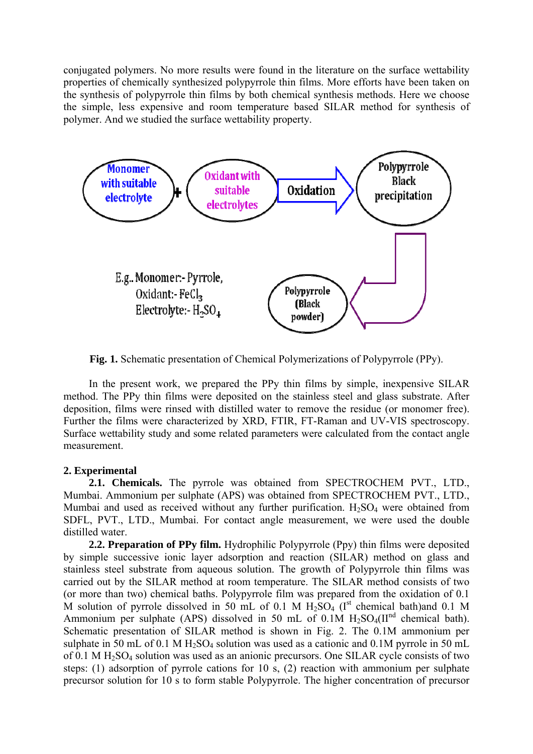conjugated polymers. No more results were found in the literature on the surface wettability properties of chemically synthesized polypyrrole thin films. More efforts have been taken on the synthesis of polypyrrole thin films by both chemical synthesis methods. Here we choose the simple, less expensive and room temperature based SILAR method for synthesis of polymer. And we studied the surface wettability property.

Monomer with suitable electrolyte

+

Oxidant with suitable electrolytes

Oxidation

Polypyrrole Black precipitation

Polypyrrole (Black powder)

E.g.. Monomer:- Pyrrole,
Oxidant:- $FeCl_3$
Electrolyte:- $H_2SO_4$

**Fig. 1.** Schematic presentation of Chemical Polymerizations of Polypyrrole (PPy).

In the present work, we prepared the PPy thin films by simple, inexpensive SILAR method. The PPy thin films were deposited on the stainless steel and glass substrate. After deposition, films were rinsed with distilled water to remove the residue (or monomer free). Further the films were characterized by XRD, FTIR, FT-Raman and UV-VIS spectroscopy. Surface wettability study and some related parameters were calculated from the contact angle measurement.

## 2. Experimental

**2.1. Chemicals.** The pyrrole was obtained from SPECTROCHEM PVT., LTD., Mumbai. Ammonium per sulphate (APS) was obtained from SPECTROCHEM PVT., LTD., Mumbai and used as received without any further purification. $H_2SO_4$ were obtained from SDFL, PVT., LTD., Mumbai. For contact angle measurement, we were used the double distilled water.

**2.2. Preparation of PPy film.** Hydrophilic Polypyrrole (Ppy) thin films were deposited by simple successive ionic layer adsorption and reaction (SILAR) method on glass and stainless steel substrate from aqueous solution. The growth of Polypyrrole thin films was carried out by the SILAR method at room temperature. The SILAR method consists of two (or more than two) chemical baths. Polypyrrole film was prepared from the oxidation of 0.1 M solution of pyrrole dissolved in 50 mL of 0.1 M $H_2SO_4$ (I$^{st}$ chemical bath)and 0.1 M Ammonium per sulphate (APS) dissolved in 50 mL of 0.1M $H_2SO_4$(II$^{nd}$ chemical bath). Schematic presentation of SILAR method is shown in Fig. 2. The 0.1M ammonium per sulphate in 50 mL of 0.1 M $H_2SO_4$ solution was used as a cationic and 0.1M pyrrole in 50 mL of 0.1 M $H_2SO_4$ solution was used as an anionic precursors. One SILAR cycle consists of two steps: (1) adsorption of pyrrole cations for 10 s, (2) reaction with ammonium per sulphate precursor solution for 10 s to form stable Polypyrrole. The higher concentration of precursor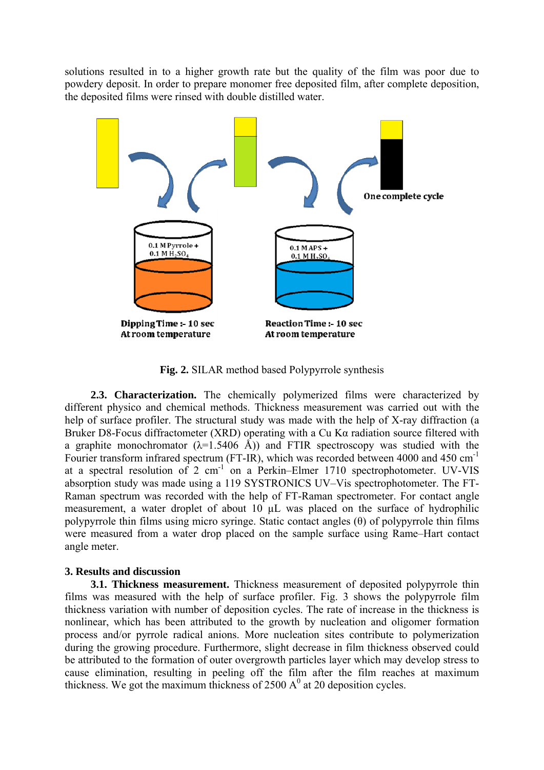solutions resulted in to a higher growth rate but the quality of the film was poor due to powdery deposit. In order to prepare monomer free deposited film, after complete deposition, the deposited films were rinsed with double distilled water.

One complete cycle

0.1 M Pyrrole + 0.1 M $H_2SO_4$

0.1 M APS + 0.1 M $H_2SO_4$

**Dipping Time :- 10 sec**
**At room temperature**

**Reaction Time :- 10 sec**
**At room temperature**

**Fig. 2.** SILAR method based Polypyrrole synthesis

**2.3. Characterization.** The chemically polymerized films were characterized by different physico and chemical methods. Thickness measurement was carried out with the help of surface profiler. The structural study was made with the help of X-ray diffraction (a Bruker D8-Focus diffractometer (XRD) operating with a Cu Kα radiation source filtered with a graphite monochromator (λ=1.5406 Å)) and FTIR spectroscopy was studied with the Fourier transform infrared spectrum (FT-IR), which was recorded between 4000 and 450 $cm^{-1}$ at a spectral resolution of 2 $cm^{-1}$ on a Perkin–Elmer 1710 spectrophotometer. UV-VIS absorption study was made using a 119 SYSTRONICS UV–Vis spectrophotometer. The FT-Raman spectrum was recorded with the help of FT-Raman spectrometer. For contact angle measurement, a water droplet of about 10 μL was placed on the surface of hydrophilic polypyrrole thin films using micro syringe. Static contact angles (θ) of polypyrrole thin films were measured from a water drop placed on the sample surface using Rame–Hart contact angle meter.

## 3. Results and discussion

**3.1. Thickness measurement.** Thickness measurement of deposited polypyrrole thin films was measured with the help of surface profiler. Fig. 3 shows the polypyrrole film thickness variation with number of deposition cycles. The rate of increase in the thickness is nonlinear, which has been attributed to the growth by nucleation and oligomer formation process and/or pyrrole radical anions. More nucleation sites contribute to polymerization during the growing procedure. Furthermore, slight decrease in film thickness observed could be attributed to the formation of outer overgrowth particles layer which may develop stress to cause elimination, resulting in peeling off the film after the film reaches at maximum thickness. We got the maximum thickness of 2500 $A^0$ at 20 deposition cycles.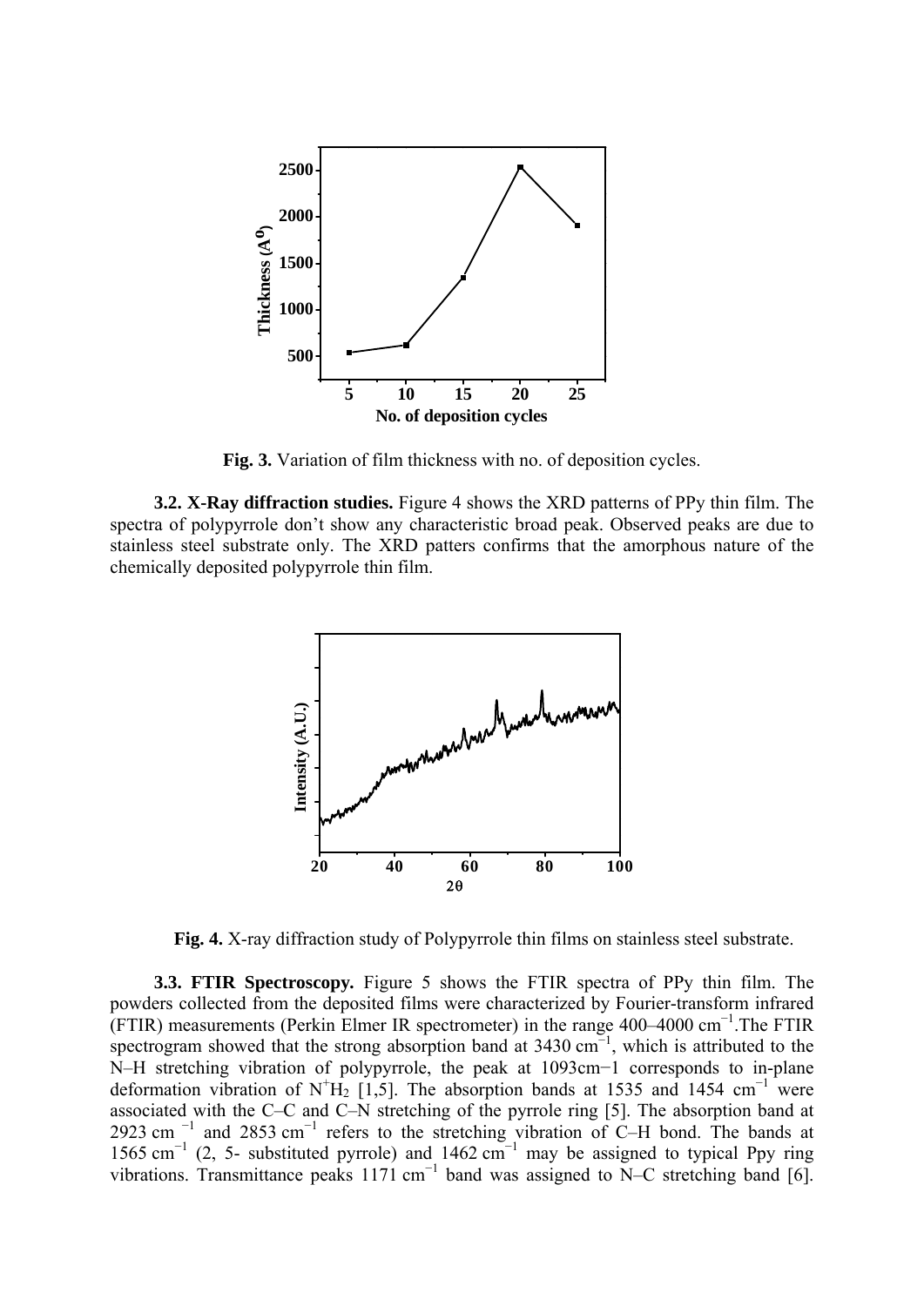2500
2000
1500
1000
500
Thickness ($A^0$)
5 10 15 20 25
No. of deposition cycles

**Fig. 3.** Variation of film thickness with no. of deposition cycles.

**3.2. X-Ray diffraction studies.** Figure 4 shows the XRD patterns of PPy thin film. The spectra of polypyrrole don't show any characteristic broad peak. Observed peaks are due to stainless steel substrate only. The XRD patters confirms that the amorphous nature of the chemically deposited polypyrrole thin film.

Intensity (A.U.)
20 40 60 80 100
2θ

**Fig. 4.** X-ray diffraction study of Polypyrrole thin films on stainless steel substrate.

**3.3. FTIR Spectroscopy.** Figure 5 shows the FTIR spectra of PPy thin film. The powders collected from the deposited films were characterized by Fourier-transform infrared (FTIR) measurements (Perkin Elmer IR spectrometer) in the range 400–4000 $cm^{-1}$.The FTIR spectrogram showed that the strong absorption band at 3430 $cm^{-1}$, which is attributed to the N–H stretching vibration of polypyrrole, the peak at 1093cm−1 corresponds to in-plane deformation vibration of $N^+H_2$ [1,5]. The absorption bands at 1535 and 1454 $cm^{-1}$ were associated with the C–C and C–N stretching of the pyrrole ring [5]. The absorption band at 2923 $cm^{-1}$ and 2853 $cm^{-1}$ refers to the stretching vibration of C–H bond. The bands at 1565 $cm^{-1}$ (2, 5- substituted pyrrole) and 1462 $cm^{-1}$ may be assigned to typical Ppy ring vibrations. Transmittance peaks 1171 $cm^{-1}$ band was assigned to N–C stretching band [6].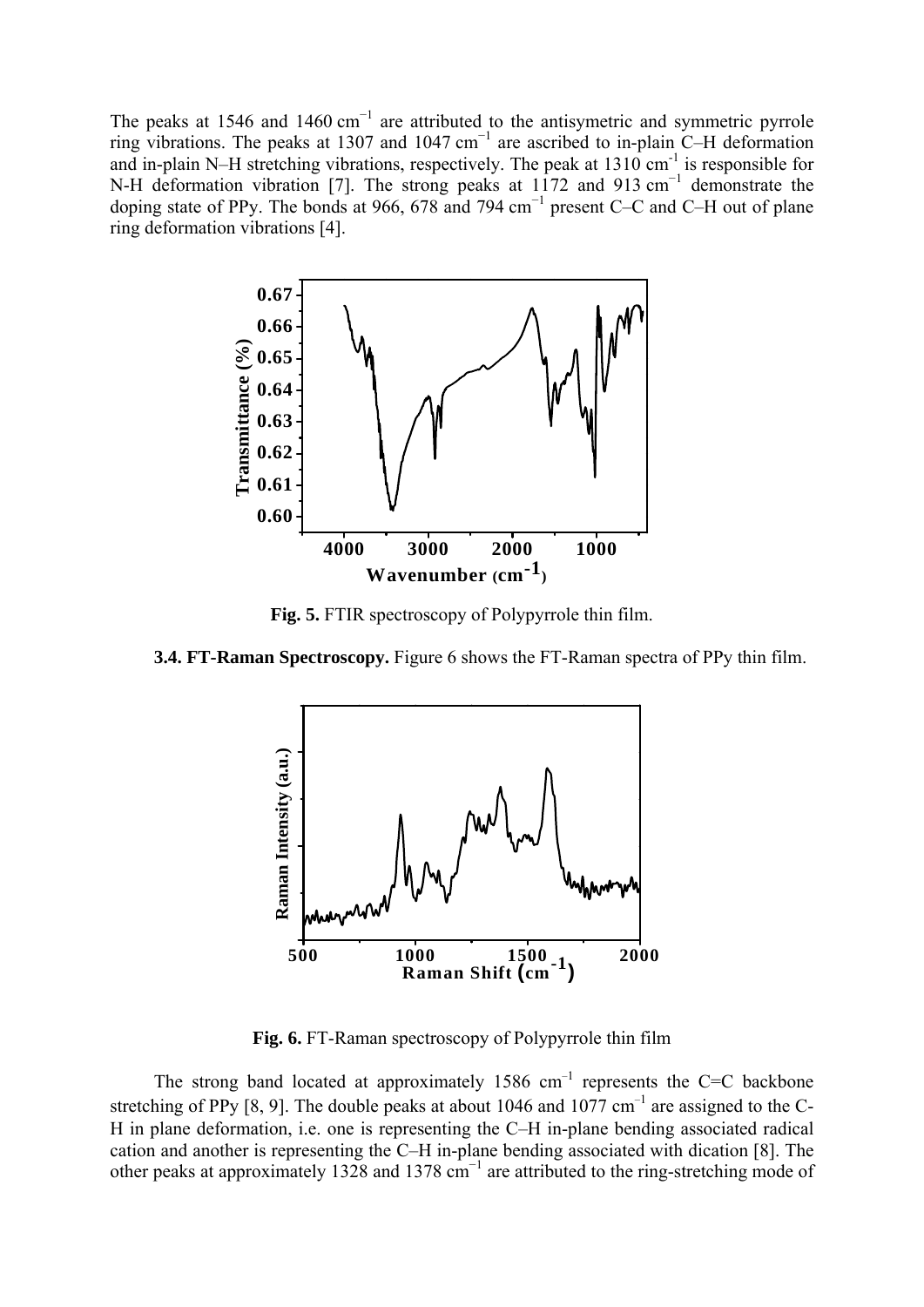The peaks at 1546 and 1460 $cm^{-1}$ are attributed to the antisymetric and symmetric pyrrole ring vibrations. The peaks at 1307 and 1047 $cm^{-1}$ are ascribed to in-plain C–H deformation and in-plain N–H stretching vibrations, respectively. The peak at 1310 $cm^{-1}$ is responsible for N-H deformation vibration [7]. The strong peaks at 1172 and 913 $cm^{-1}$ demonstrate the doping state of PPy. The bonds at 966, 678 and 794 $cm^{-1}$ present C–C and C–H out of plane ring deformation vibrations [4].

**Fig. 5.** FTIR spectroscopy of Polypyrrole thin film.

**3.4. FT-Raman Spectroscopy.** Figure 6 shows the FT-Raman spectra of PPy thin film.

**Fig. 6.** FT-Raman spectroscopy of Polypyrrole thin film

The strong band located at approximately 1586 $cm^{-1}$ represents the C=C backbone stretching of PPy [8, 9]. The double peaks at about 1046 and 1077 $cm^{-1}$ are assigned to the C-H in plane deformation, i.e. one is representing the C–H in-plane bending associated radical cation and another is representing the C–H in-plane bending associated with dication [8]. The other peaks at approximately 1328 and 1378 $cm^{-1}$ are attributed to the ring-stretching mode of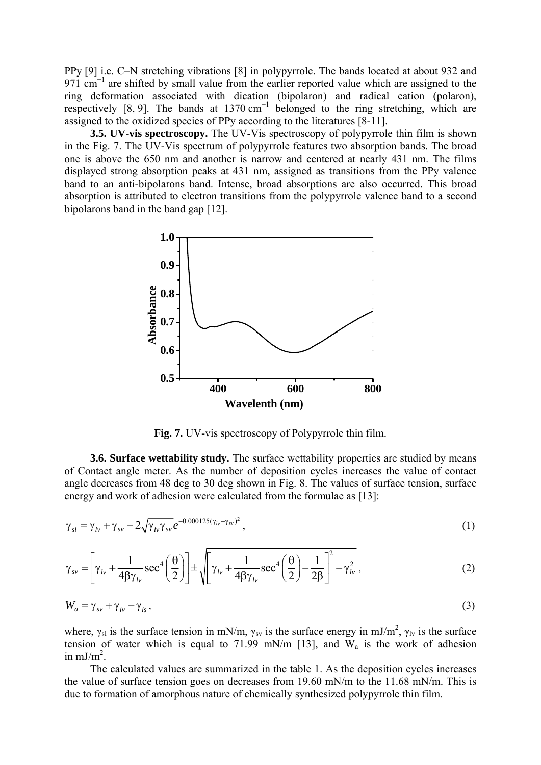PPy [9] i.e. C–N stretching vibrations [8] in polypyrrole. The bands located at about 932 and 971 $cm^{-1}$ are shifted by small value from the earlier reported value which are assigned to the ring deformation associated with dication (bipolaron) and radical cation (polaron), respectively [8, 9]. The bands at 1370 $cm^{-1}$ belonged to the ring stretching, which are assigned to the oxidized species of PPy according to the literatures [8-11].

**3.5. UV-vis spectroscopy.** The UV-Vis spectroscopy of polypyrrole thin film is shown in the Fig. 7. The UV-Vis spectrum of polypyrrole features two absorption bands. The broad one is above the 650 nm and another is narrow and centered at nearly 431 nm. The films displayed strong absorption peaks at 431 nm, assigned as transitions from the PPy valence band to an anti-bipolarons band. Intense, broad absorptions are also occurred. This broad absorption is attributed to electron transitions from the polypyrrole valence band to a second bipolarons band in the band gap [12].

**Fig. 7.** UV-vis spectroscopy of Polypyrrole thin film.

**3.6. Surface wettability study.** The surface wettability properties are studied by means of Contact angle meter. As the number of deposition cycles increases the value of contact angle decreases from 48 deg to 30 deg shown in Fig. 8. The values of surface tension, surface energy and work of adhesion were calculated from the formulae as [13]:

$$\gamma_{sl} = \gamma_{lv} + \gamma_{sv} - 2\sqrt{\gamma_{lv}\gamma_{sv}}\, e^{-0.000125(\gamma_{lv}-\gamma_{sv})^2}, \tag{1}$$

$$\gamma_{sv} = \left[\gamma_{lv} + \frac{1}{4\beta\gamma_{lv}}\sec^4\left(\frac{\theta}{2}\right)\right] \pm \sqrt{\left[\gamma_{lv} + \frac{1}{4\beta\gamma_{lv}}\sec^4\left(\frac{\theta}{2}\right) - \frac{1}{2\beta}\right]^2 - \gamma_{lv}^2}, \tag{2}$$

$$W_a = \gamma_{sv} + \gamma_{lv} - \gamma_{ls}, \tag{3}$$

where, $\gamma_{sl}$ is the surface tension in mN/m, $\gamma_{sv}$ is the surface energy in mJ/$m^2$, $\gamma_{lv}$ is the surface tension of water which is equal to 71.99 mN/m [13], and $W_a$ is the work of adhesion in mJ/$m^2$.

The calculated values are summarized in the table 1. As the deposition cycles increases the value of surface tension goes on decreases from 19.60 mN/m to the 11.68 mN/m. This is due to formation of amorphous nature of chemically synthesized polypyrrole thin film.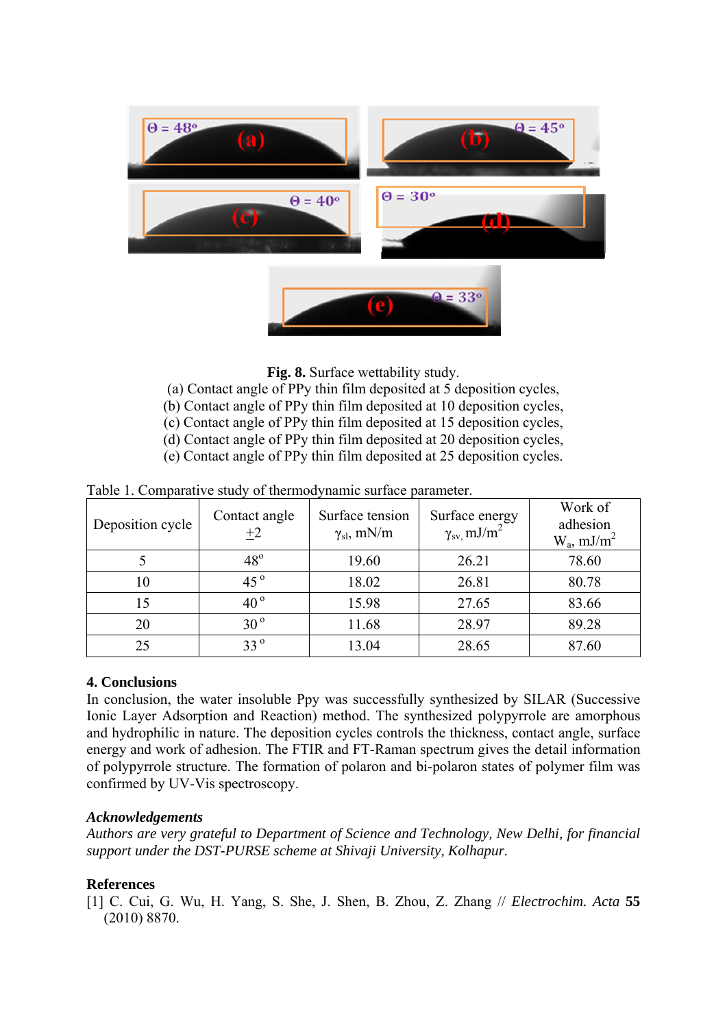**Fig. 8.** Surface wettability study.
(a) Contact angle of PPy thin film deposited at 5 deposition cycles,
(b) Contact angle of PPy thin film deposited at 10 deposition cycles,
(c) Contact angle of PPy thin film deposited at 15 deposition cycles,
(d) Contact angle of PPy thin film deposited at 20 deposition cycles,
(e) Contact angle of PPy thin film deposited at 25 deposition cycles.

Table 1. Comparative study of thermodynamic surface parameter.

| Deposition cycle | Contact angle $\pm 2$ | Surface tension $\gamma_{sl}$, mN/m | Surface energy $\gamma_{sv}$, mJ/m$^2$ | Work of adhesion $W_a$, mJ/m$^2$ |
|---|---|---|---|---|
| 5 | 48$^o$ | 19.60 | 26.21 | 78.60 |
| 10 | 45$^o$ | 18.02 | 26.81 | 80.78 |
| 15 | 40$^o$ | 15.98 | 27.65 | 83.66 |
| 20 | 30$^o$ | 11.68 | 28.97 | 89.28 |
| 25 | 33$^o$ | 13.04 | 28.65 | 87.60 |

## 4. Conclusions

In conclusion, the water insoluble Ppy was successfully synthesized by SILAR (Successive Ionic Layer Adsorption and Reaction) method. The synthesized polypyrrole are amorphous and hydrophilic in nature. The deposition cycles controls the thickness, contact angle, surface energy and work of adhesion. The FTIR and FT-Raman spectrum gives the detail information of polypyrrole structure. The formation of polaron and bi-polaron states of polymer film was confirmed by UV-Vis spectroscopy.

### *Acknowledgements*

*Authors are very grateful to Department of Science and Technology, New Delhi, for financial support under the DST-PURSE scheme at Shivaji University, Kolhapur.*

## References

[1] C. Cui, G. Wu, H. Yang, S. She, J. Shen, B. Zhou, Z. Zhang // *Electrochim. Acta* **55** (2010) 8870.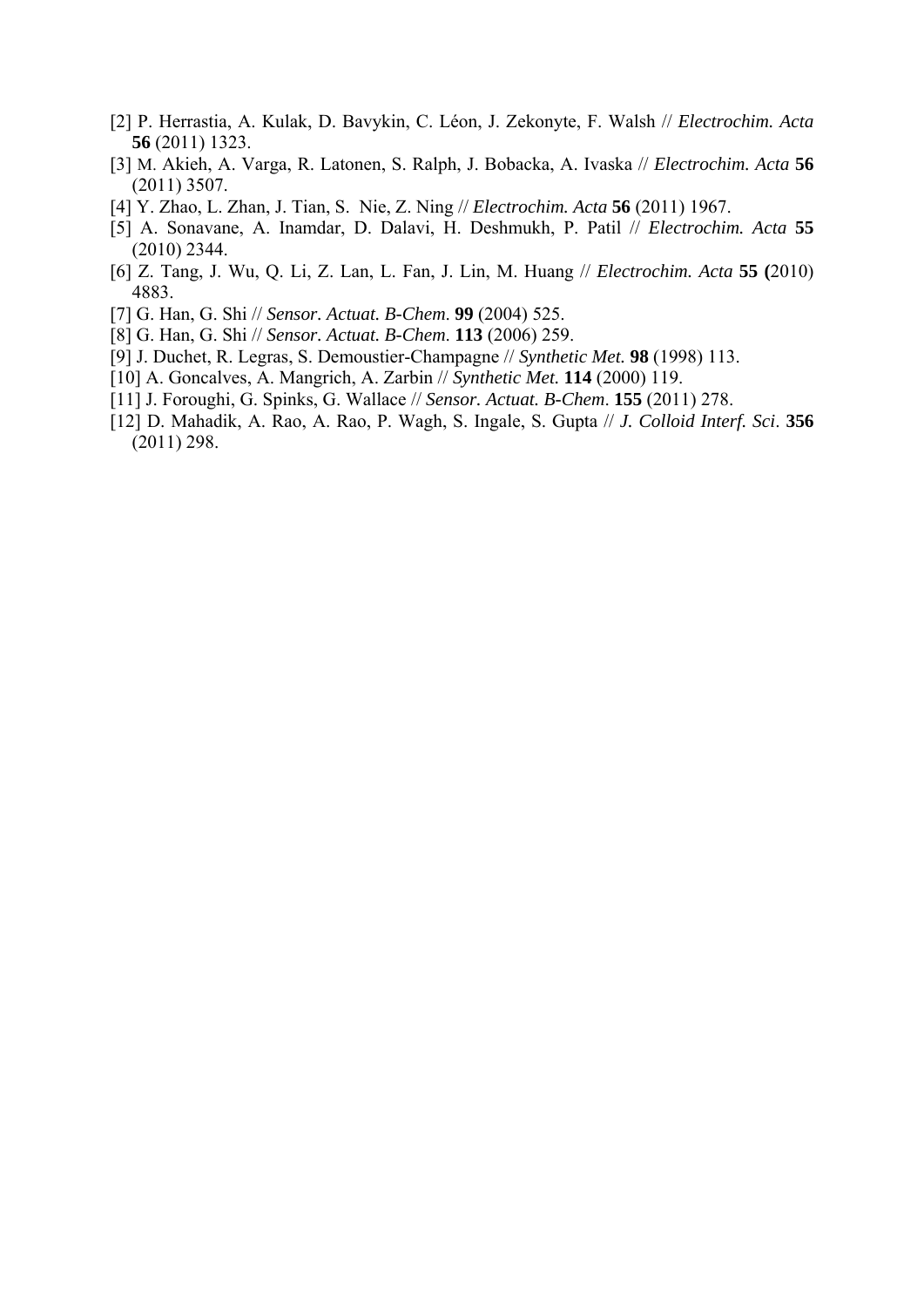[2] P. Herrastia, A. Kulak, D. Bavykin, C. Léon, J. Zekonyte, F. Walsh // *Electrochim. Acta* **56** (2011) 1323.

[3] M. Akieh, A. Varga, R. Latonen, S. Ralph, J. Bobacka, A. Ivaska // *Electrochim. Acta* **56** (2011) 3507.

[4] Y. Zhao, L. Zhan, J. Tian, S. Nie, Z. Ning // *Electrochim. Acta* **56** (2011) 1967.

[5] A. Sonavane, A. Inamdar, D. Dalavi, H. Deshmukh, P. Patil // *Electrochim. Acta* **55** (2010) 2344.

[6] Z. Tang, J. Wu, Q. Li, Z. Lan, L. Fan, J. Lin, M. Huang // *Electrochim. Acta* **55 (**2010) 4883.

[7] G. Han, G. Shi // *Sensor. Actuat. B-Chem*. **99** (2004) 525.

[8] G. Han, G. Shi // *Sensor. Actuat. B-Chem*. **113** (2006) 259.

[9] J. Duchet, R. Legras, S. Demoustier-Champagne // *Synthetic Met.* **98** (1998) 113.

[10] A. Goncalves, A. Mangrich, A. Zarbin // *Synthetic Met.* **114** (2000) 119.

[11] J. Foroughi, G. Spinks, G. Wallace // *Sensor. Actuat. B-Chem*. **155** (2011) 278.

[12] D. Mahadik, A. Rao, A. Rao, P. Wagh, S. Ingale, S. Gupta // *J. Colloid Interf. Sci*. **356** (2011) 298.